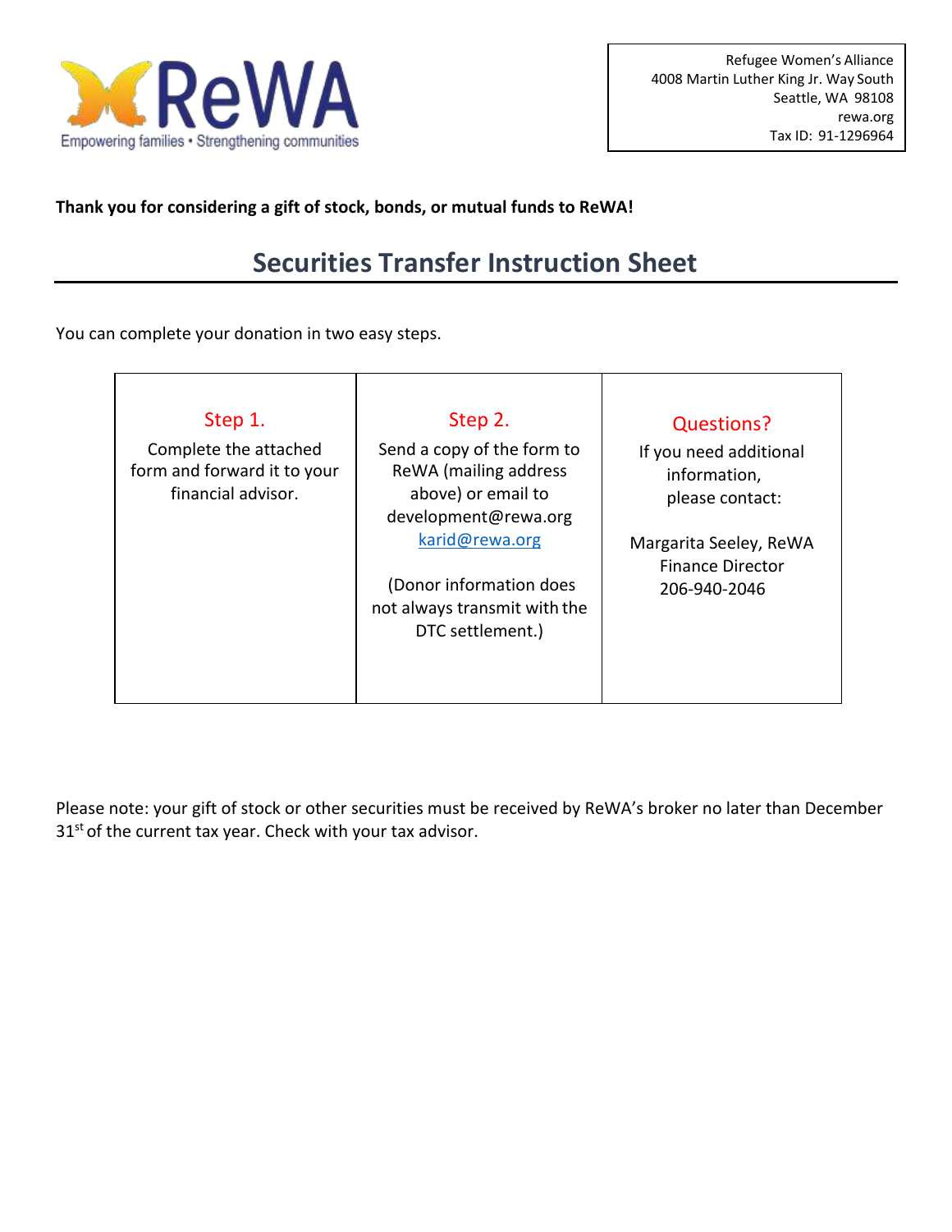ReWA
Empowering families • Strengthening communities

Refugee Women's Alliance
4008 Martin Luther King Jr. Way South
Seattle, WA 98108
rewa.org
Tax ID: 91-1296964

**Thank you for considering a gift of stock, bonds, or mutual funds to ReWA!**

## Securities Transfer Instruction Sheet

You can complete your donation in two easy steps.

| Step 1. | Step 2. | Questions? |
| --- | --- | --- |
| Complete the attached form and forward it to your financial advisor. | Send a copy of the form to ReWA (mailing address above) or email to development@rewa.org karid@rewa.org<br><br>(Donor information does not always transmit with the DTC settlement.) | If you need additional information, please contact:<br><br>Margarita Seeley, ReWA Finance Director 206-940-2046 |

Please note: your gift of stock or other securities must be received by ReWA's broker no later than December 31st of the current tax year. Check with your tax advisor.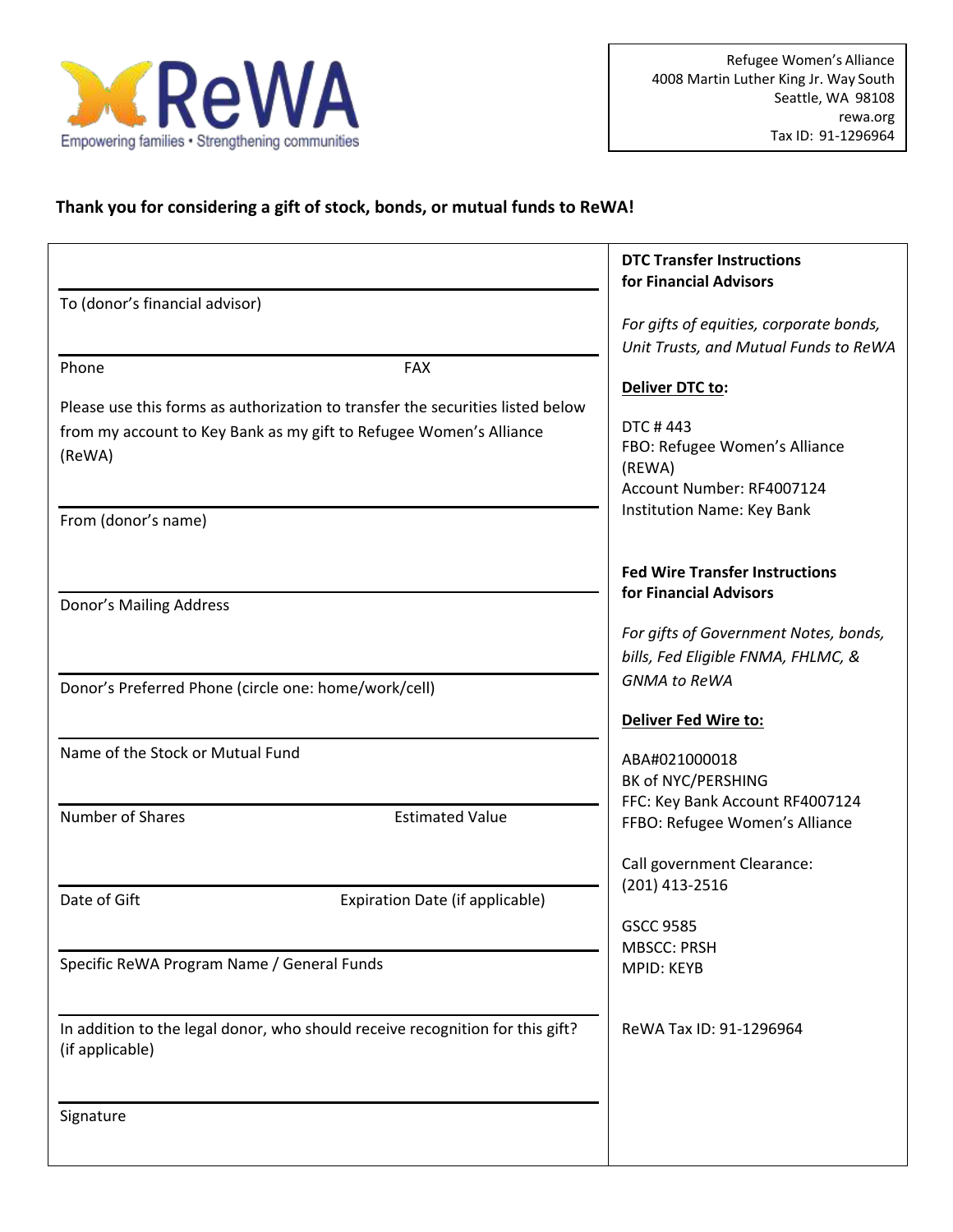ReWA

Empowering families • Strengthening communities

Refugee Women's Alliance
4008 Martin Luther King Jr. Way South
Seattle, WA 98108
rewa.org
Tax ID: 91-1296964

**Thank you for considering a gift of stock, bonds, or mutual funds to ReWA!**

To (donor's financial advisor)

Phone FAX

Please use this forms as authorization to transfer the securities listed below from my account to Key Bank as my gift to Refugee Women's Alliance (ReWA)

From (donor's name)

Donor's Mailing Address

Donor's Preferred Phone (circle one: home/work/cell)

Name of the Stock or Mutual Fund

Number of Shares Estimated Value

Date of Gift Expiration Date (if applicable)

Specific ReWA Program Name / General Funds

In addition to the legal donor, who should receive recognition for this gift? (if applicable)

Signature

**DTC Transfer Instructions for Financial Advisors**

*For gifts of equities, corporate bonds, Unit Trusts, and Mutual Funds to ReWA*

**Deliver DTC to:**

DTC # 443
FBO: Refugee Women's Alliance (REWA)
Account Number: RF4007124
Institution Name: Key Bank

**Fed Wire Transfer Instructions for Financial Advisors**

*For gifts of Government Notes, bonds, bills, Fed Eligible FNMA, FHLMC, & GNMA to ReWA*

**Deliver Fed Wire to:**

ABA#021000018
BK of NYC/PERSHING
FFC: Key Bank Account RF4007124
FFBO: Refugee Women's Alliance

Call government Clearance:
(201) 413-2516

GSCC 9585
MBSCC: PRSH
MPID: KEYB

ReWA Tax ID: 91-1296964